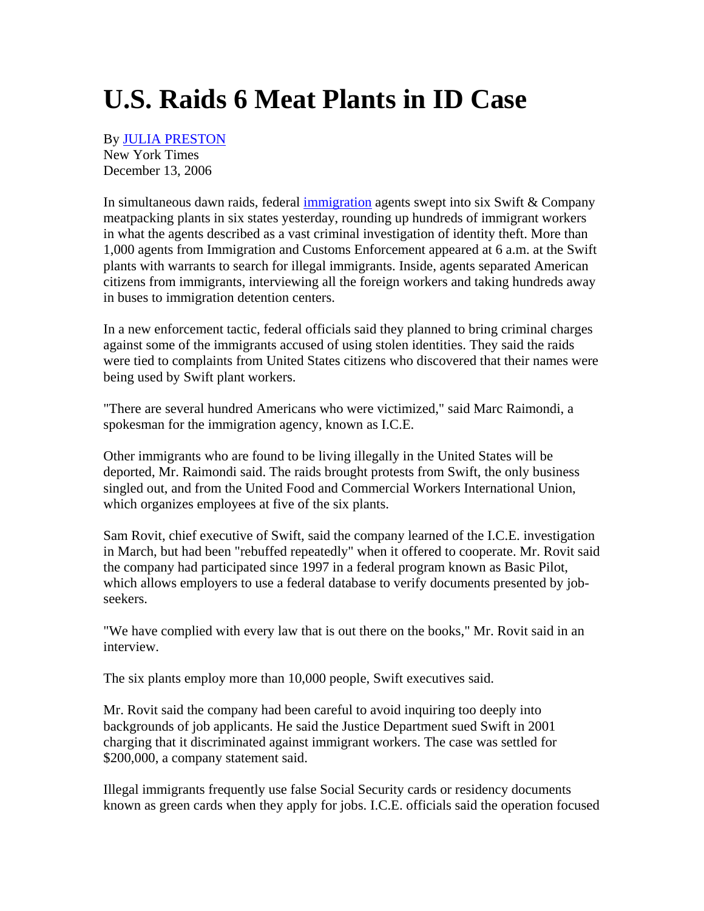# U.S. Raids 6 Meat Plants in ID Case

By JULIA PRESTON
New York Times
December 13, 2006

In simultaneous dawn raids, federal immigration agents swept into six Swift & Company meatpacking plants in six states yesterday, rounding up hundreds of immigrant workers in what the agents described as a vast criminal investigation of identity theft. More than 1,000 agents from Immigration and Customs Enforcement appeared at 6 a.m. at the Swift plants with warrants to search for illegal immigrants. Inside, agents separated American citizens from immigrants, interviewing all the foreign workers and taking hundreds away in buses to immigration detention centers.

In a new enforcement tactic, federal officials said they planned to bring criminal charges against some of the immigrants accused of using stolen identities. They said the raids were tied to complaints from United States citizens who discovered that their names were being used by Swift plant workers.

"There are several hundred Americans who were victimized," said Marc Raimondi, a spokesman for the immigration agency, known as I.C.E.

Other immigrants who are found to be living illegally in the United States will be deported, Mr. Raimondi said. The raids brought protests from Swift, the only business singled out, and from the United Food and Commercial Workers International Union, which organizes employees at five of the six plants.

Sam Rovit, chief executive of Swift, said the company learned of the I.C.E. investigation in March, but had been "rebuffed repeatedly" when it offered to cooperate. Mr. Rovit said the company had participated since 1997 in a federal program known as Basic Pilot, which allows employers to use a federal database to verify documents presented by job-seekers.

"We have complied with every law that is out there on the books," Mr. Rovit said in an interview.

The six plants employ more than 10,000 people, Swift executives said.

Mr. Rovit said the company had been careful to avoid inquiring too deeply into backgrounds of job applicants. He said the Justice Department sued Swift in 2001 charging that it discriminated against immigrant workers. The case was settled for $200,000, a company statement said.

Illegal immigrants frequently use false Social Security cards or residency documents known as green cards when they apply for jobs. I.C.E. officials said the operation focused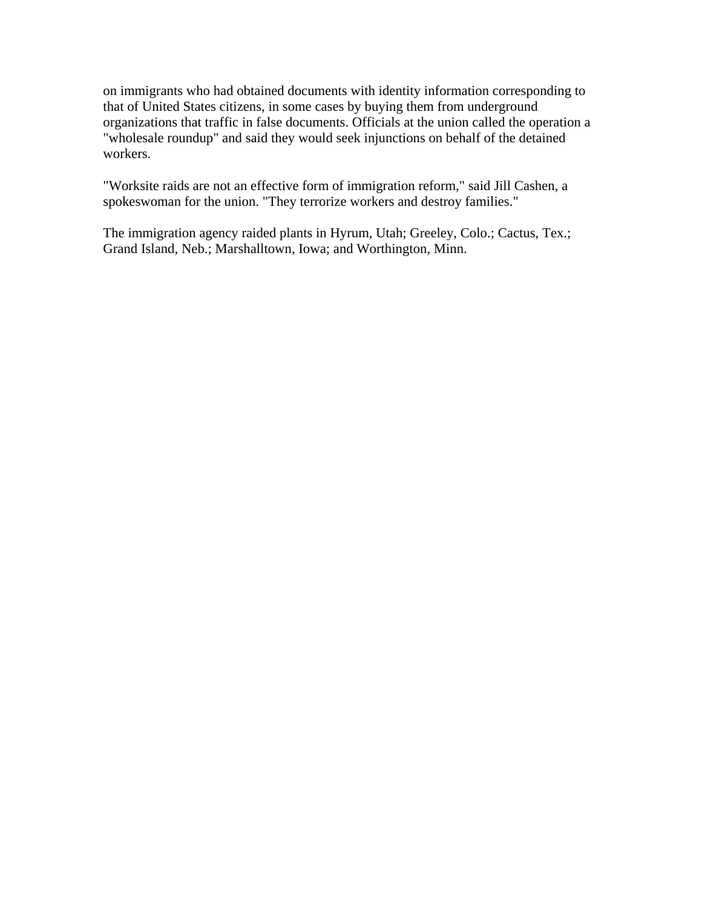on immigrants who had obtained documents with identity information corresponding to that of United States citizens, in some cases by buying them from underground organizations that traffic in false documents. Officials at the union called the operation a "wholesale roundup" and said they would seek injunctions on behalf of the detained workers.

"Worksite raids are not an effective form of immigration reform," said Jill Cashen, a spokeswoman for the union. "They terrorize workers and destroy families."

The immigration agency raided plants in Hyrum, Utah; Greeley, Colo.; Cactus, Tex.; Grand Island, Neb.; Marshalltown, Iowa; and Worthington, Minn.